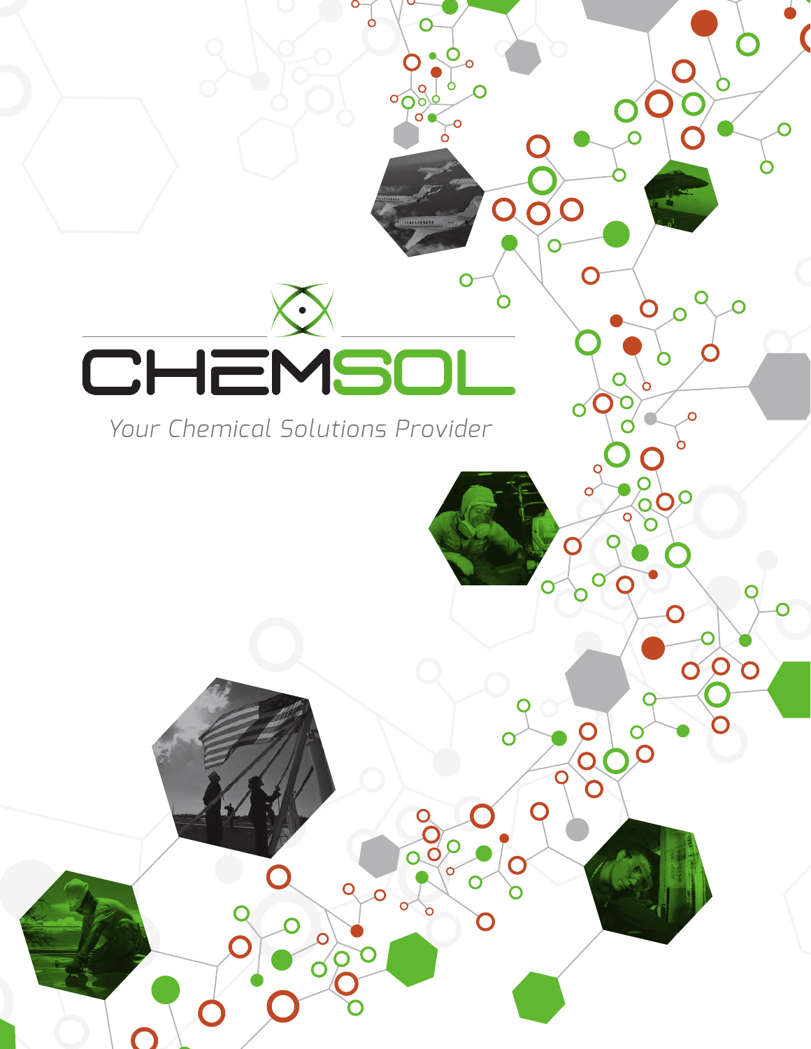# CHEMSOL

*Your Chemical Solutions Provider*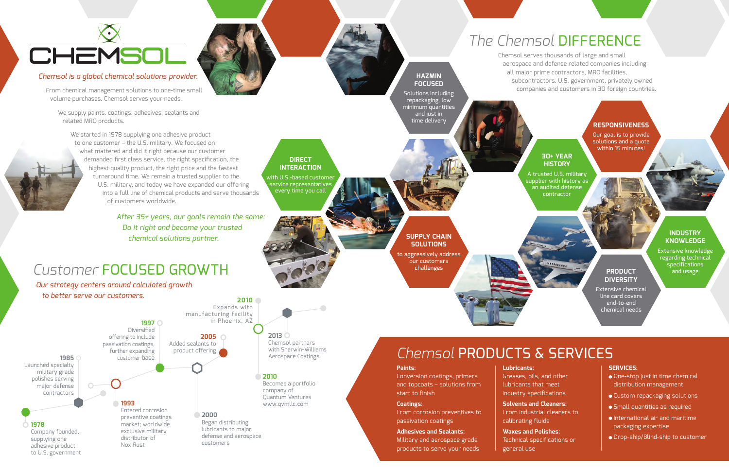# CHEMSOL

*Chemsol is a global chemical solutions provider.*

From chemical management solutions to one-time small volume purchases, Chemsol serves your needs.

We supply paints, coatings, adhesives, sealants and related MRO products.

We started in 1978 supplying one adhesive product to one customer – the U.S. military. We focused on what mattered and did it right because our customer demanded first class service, the right specification, the highest quality product, the right price and the fastest turnaround time. We remain a trusted supplier to the U.S. military, and today we have expanded our offering into a full line of chemical products and serve thousands of customers worldwide.

*After 35+ years, our goals remain the same: Do it right and become your trusted chemical solutions partner.*

## *Customer* FOCUSED GROWTH

*Our strategy centers around calculated growth to better serve our customers.*

- **1978** Company founded, supplying one adhesive product to U.S. government
- **1985** Launched specialty military grade polishes serving major defense contractors
- **1993** Entered corrosion preventive coatings market; worldwide exclusive military distributor of Nox-Rust
- **1997** Diversified offering to include passivation coatings, further expanding customer base
- **2000** Began distributing lubricants to major defense and aerospace customers
- **2005** Added sealants to product offering
- **2010** Expands with manufacturing facility in Phoenix, AZ
- **2010** Becomes a portfolio company of Quantum Ventures www.qvmllc.com
- **2013** Chemsol partners with Sherwin-Williams Aerospace Coatings

## *The Chemsol* DIFFERENCE

Chemsol serves thousands of large and small aerospace and defense related companies including all major prime contractors, MRO facilities, subcontractors, U.S. government, privately owned companies and customers in 30 foreign countries.

**HAZMIN FOCUSED**
Solutions including repackaging, low minimum quantities and just in time delivery

**DIRECT INTERACTION**
with U.S.-based customer service representatives every time you call

**SUPPLY CHAIN SOLUTIONS**
to aggressively address our customers challenges

**30+ YEAR HISTORY**
A trusted U.S. military supplier with history as an audited defense contractor

**RESPONSIVENESS**
Our goal is to provide solutions and a quote within 15 minutes!

**INDUSTRY KNOWLEDGE**
Extensive knowledge regarding technical specifications and usage

**PRODUCT DIVERSITY**
Extensive chemical line card covers end-to-end chemical needs

## *Chemsol* PRODUCTS & SERVICES

**Paints:**
Conversion coatings, primers and topcoats – solutions from start to finish

**Coatings:**
From corrosion preventives to passivation coatings

**Adhesives and Sealants:**
Military and aerospace grade products to serve your needs

**Lubricants:**
Greases, oils, and other lubricants that meet industry specifications

**Solvents and Cleaners:**
From industrial cleaners to calibrating fluids

**Waxes and Polishes:**
Technical specifications or general use

**SERVICES:**
- One-stop just in time chemical distribution management
- Custom repackaging solutions
- Small quantities as required
- International air and maritime packaging expertise
- Drop-ship/Blind-ship to customer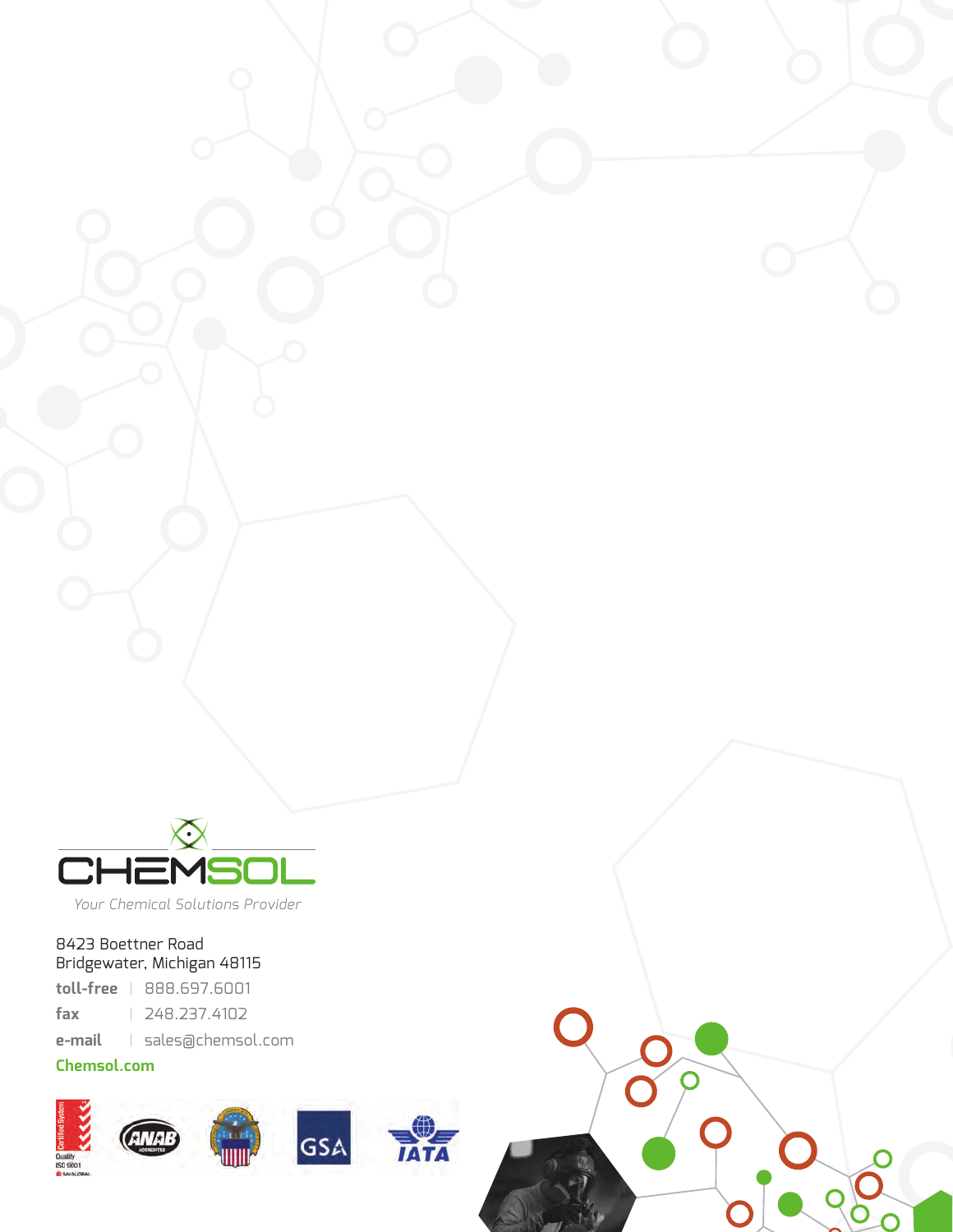CHEMSOL

*Your Chemical Solutions Provider*

8423 Boettner Road
Bridgewater, Michigan 48115

**toll-free** | 888.697.6001

**fax** | 248.237.4102

**e-mail** | sales@chemsol.com

**Chemsol.com**